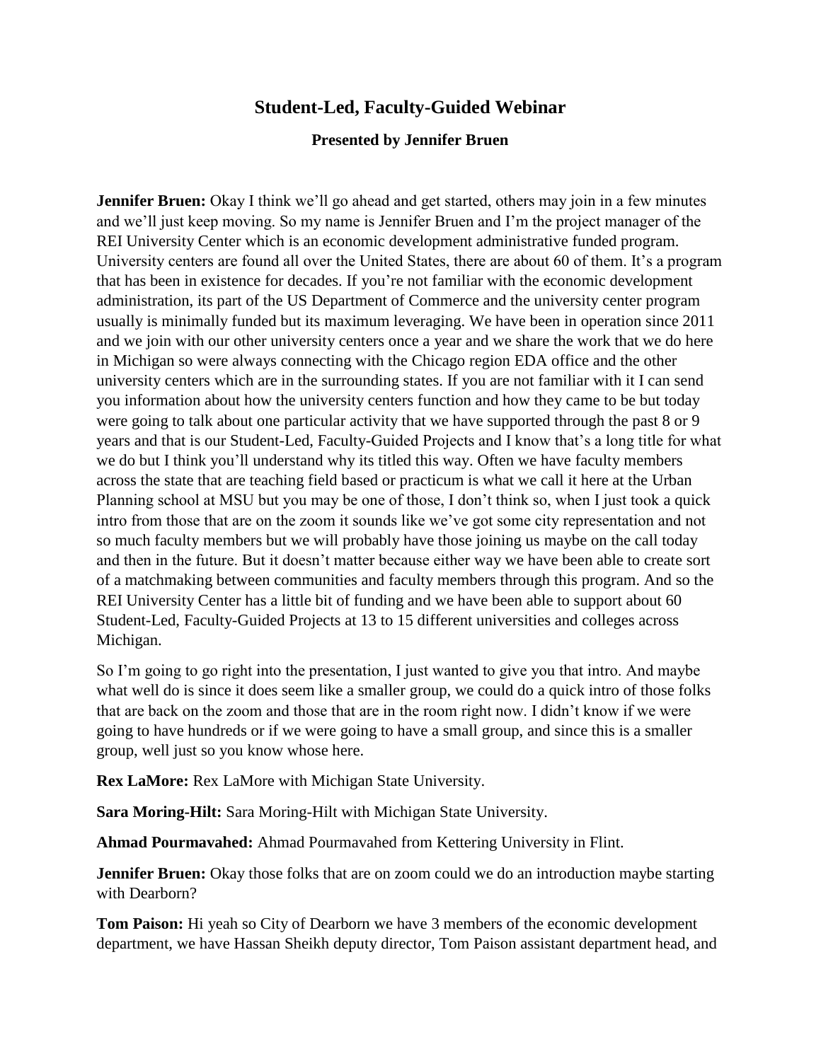# Student-Led, Faculty-Guided Webinar

### Presented by Jennifer Bruen

**Jennifer Bruen:** Okay I think we'll go ahead and get started, others may join in a few minutes and we'll just keep moving. So my name is Jennifer Bruen and I'm the project manager of the REI University Center which is an economic development administrative funded program. University centers are found all over the United States, there are about 60 of them. It's a program that has been in existence for decades. If you're not familiar with the economic development administration, its part of the US Department of Commerce and the university center program usually is minimally funded but its maximum leveraging. We have been in operation since 2011 and we join with our other university centers once a year and we share the work that we do here in Michigan so were always connecting with the Chicago region EDA office and the other university centers which are in the surrounding states. If you are not familiar with it I can send you information about how the university centers function and how they came to be but today were going to talk about one particular activity that we have supported through the past 8 or 9 years and that is our Student-Led, Faculty-Guided Projects and I know that's a long title for what we do but I think you'll understand why its titled this way. Often we have faculty members across the state that are teaching field based or practicum is what we call it here at the Urban Planning school at MSU but you may be one of those, I don't think so, when I just took a quick intro from those that are on the zoom it sounds like we've got some city representation and not so much faculty members but we will probably have those joining us maybe on the call today and then in the future. But it doesn't matter because either way we have been able to create sort of a matchmaking between communities and faculty members through this program. And so the REI University Center has a little bit of funding and we have been able to support about 60 Student-Led, Faculty-Guided Projects at 13 to 15 different universities and colleges across Michigan.

So I'm going to go right into the presentation, I just wanted to give you that intro. And maybe what well do is since it does seem like a smaller group, we could do a quick intro of those folks that are back on the zoom and those that are in the room right now. I didn't know if we were going to have hundreds or if we were going to have a small group, and since this is a smaller group, well just so you know whose here.

**Rex LaMore:** Rex LaMore with Michigan State University.

**Sara Moring-Hilt:** Sara Moring-Hilt with Michigan State University.

**Ahmad Pourmavahed:** Ahmad Pourmavahed from Kettering University in Flint.

**Jennifer Bruen:** Okay those folks that are on zoom could we do an introduction maybe starting with Dearborn?

**Tom Paison:** Hi yeah so City of Dearborn we have 3 members of the economic development department, we have Hassan Sheikh deputy director, Tom Paison assistant department head, and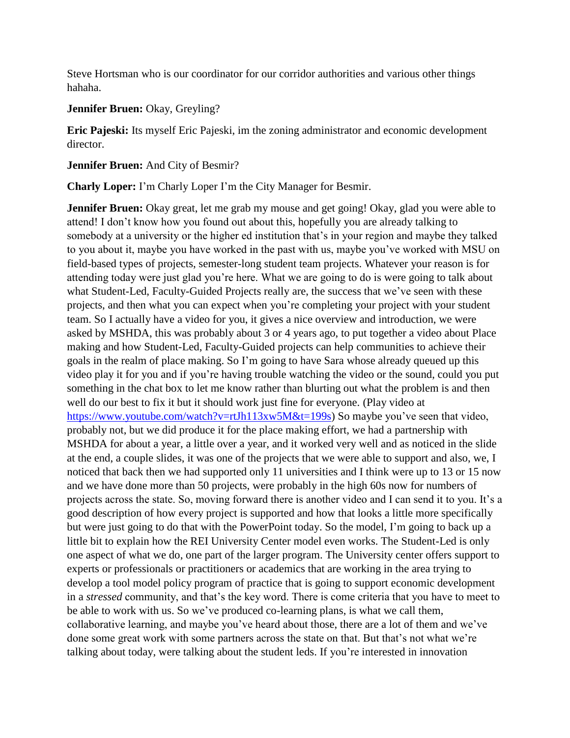Steve Hortsman who is our coordinator for our corridor authorities and various other things hahaha.

**Jennifer Bruen:** Okay, Greyling?

**Eric Pajeski:** Its myself Eric Pajeski, im the zoning administrator and economic development director.

**Jennifer Bruen:** And City of Besmir?

**Charly Loper:** I'm Charly Loper I'm the City Manager for Besmir.

**Jennifer Bruen:** Okay great, let me grab my mouse and get going! Okay, glad you were able to attend! I don't know how you found out about this, hopefully you are already talking to somebody at a university or the higher ed institution that's in your region and maybe they talked to you about it, maybe you have worked in the past with us, maybe you've worked with MSU on field-based types of projects, semester-long student team projects. Whatever your reason is for attending today were just glad you're here. What we are going to do is were going to talk about what Student-Led, Faculty-Guided Projects really are, the success that we've seen with these projects, and then what you can expect when you're completing your project with your student team. So I actually have a video for you, it gives a nice overview and introduction, we were asked by MSHDA, this was probably about 3 or 4 years ago, to put together a video about Place making and how Student-Led, Faculty-Guided projects can help communities to achieve their goals in the realm of place making. So I'm going to have Sara whose already queued up this video play it for you and if you're having trouble watching the video or the sound, could you put something in the chat box to let me know rather than blurting out what the problem is and then well do our best to fix it but it should work just fine for everyone. (Play video at https://www.youtube.com/watch?v=rtJh113xw5M&t=199s) So maybe you've seen that video, probably not, but we did produce it for the place making effort, we had a partnership with MSHDA for about a year, a little over a year, and it worked very well and as noticed in the slide at the end, a couple slides, it was one of the projects that we were able to support and also, we, I noticed that back then we had supported only 11 universities and I think were up to 13 or 15 now and we have done more than 50 projects, were probably in the high 60s now for numbers of projects across the state. So, moving forward there is another video and I can send it to you. It's a good description of how every project is supported and how that looks a little more specifically but were just going to do that with the PowerPoint today. So the model, I'm going to back up a little bit to explain how the REI University Center model even works. The Student-Led is only one aspect of what we do, one part of the larger program. The University center offers support to experts or professionals or practitioners or academics that are working in the area trying to develop a tool model policy program of practice that is going to support economic development in a *stressed* community, and that's the key word. There is come criteria that you have to meet to be able to work with us. So we've produced co-learning plans, is what we call them, collaborative learning, and maybe you've heard about those, there are a lot of them and we've done some great work with some partners across the state on that. But that's not what we're talking about today, were talking about the student leds. If you're interested in innovation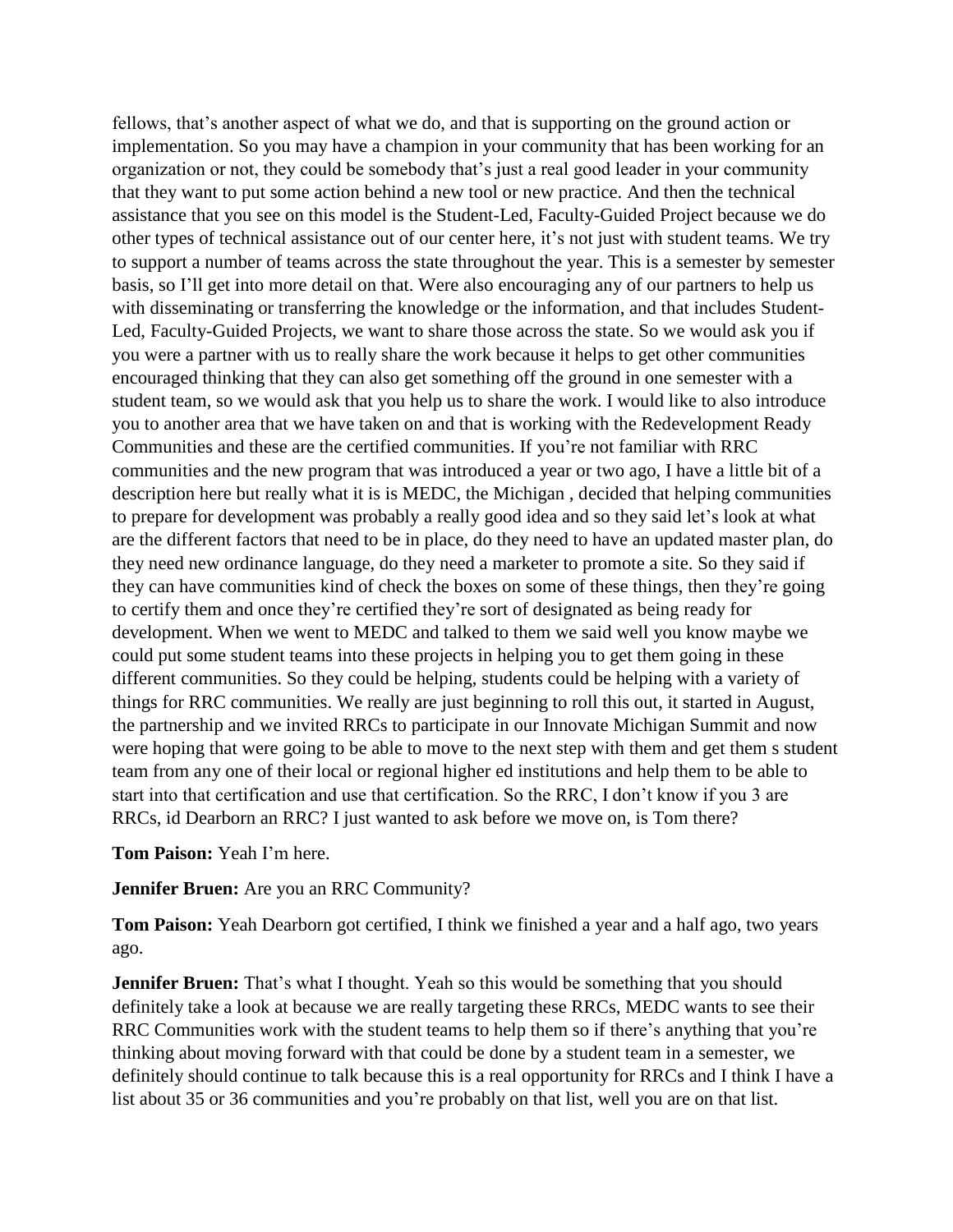fellows, that's another aspect of what we do, and that is supporting on the ground action or implementation. So you may have a champion in your community that has been working for an organization or not, they could be somebody that's just a real good leader in your community that they want to put some action behind a new tool or new practice. And then the technical assistance that you see on this model is the Student-Led, Faculty-Guided Project because we do other types of technical assistance out of our center here, it's not just with student teams. We try to support a number of teams across the state throughout the year. This is a semester by semester basis, so I'll get into more detail on that. Were also encouraging any of our partners to help us with disseminating or transferring the knowledge or the information, and that includes Student-Led, Faculty-Guided Projects, we want to share those across the state. So we would ask you if you were a partner with us to really share the work because it helps to get other communities encouraged thinking that they can also get something off the ground in one semester with a student team, so we would ask that you help us to share the work. I would like to also introduce you to another area that we have taken on and that is working with the Redevelopment Ready Communities and these are the certified communities. If you're not familiar with RRC communities and the new program that was introduced a year or two ago, I have a little bit of a description here but really what it is is MEDC, the Michigan , decided that helping communities to prepare for development was probably a really good idea and so they said let's look at what are the different factors that need to be in place, do they need to have an updated master plan, do they need new ordinance language, do they need a marketer to promote a site. So they said if they can have communities kind of check the boxes on some of these things, then they're going to certify them and once they're certified they're sort of designated as being ready for development. When we went to MEDC and talked to them we said well you know maybe we could put some student teams into these projects in helping you to get them going in these different communities. So they could be helping, students could be helping with a variety of things for RRC communities. We really are just beginning to roll this out, it started in August, the partnership and we invited RRCs to participate in our Innovate Michigan Summit and now were hoping that were going to be able to move to the next step with them and get them s student team from any one of their local or regional higher ed institutions and help them to be able to start into that certification and use that certification. So the RRC, I don't know if you 3 are RRCs, id Dearborn an RRC? I just wanted to ask before we move on, is Tom there?

**Tom Paison:** Yeah I'm here.

**Jennifer Bruen:** Are you an RRC Community?

**Tom Paison:** Yeah Dearborn got certified, I think we finished a year and a half ago, two years ago.

**Jennifer Bruen:** That's what I thought. Yeah so this would be something that you should definitely take a look at because we are really targeting these RRCs, MEDC wants to see their RRC Communities work with the student teams to help them so if there's anything that you're thinking about moving forward with that could be done by a student team in a semester, we definitely should continue to talk because this is a real opportunity for RRCs and I think I have a list about 35 or 36 communities and you're probably on that list, well you are on that list.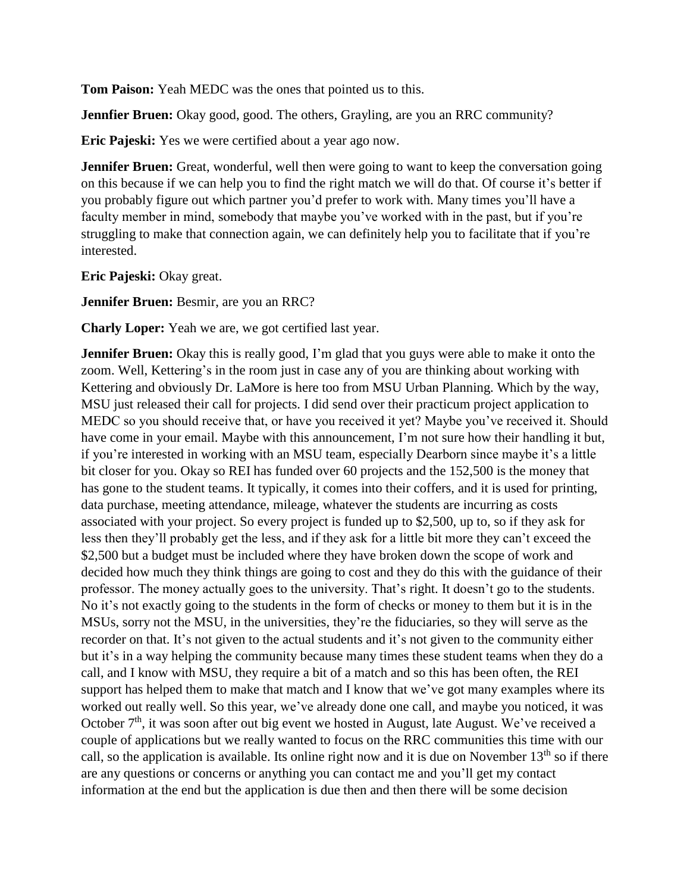**Tom Paison:** Yeah MEDC was the ones that pointed us to this.

**Jennfier Bruen:** Okay good, good. The others, Grayling, are you an RRC community?

**Eric Pajeski:** Yes we were certified about a year ago now.

**Jennifer Bruen:** Great, wonderful, well then were going to want to keep the conversation going on this because if we can help you to find the right match we will do that. Of course it's better if you probably figure out which partner you'd prefer to work with. Many times you'll have a faculty member in mind, somebody that maybe you've worked with in the past, but if you're struggling to make that connection again, we can definitely help you to facilitate that if you're interested.

**Eric Pajeski:** Okay great.

**Jennifer Bruen:** Besmir, are you an RRC?

**Charly Loper:** Yeah we are, we got certified last year.

**Jennifer Bruen:** Okay this is really good, I'm glad that you guys were able to make it onto the zoom. Well, Kettering's in the room just in case any of you are thinking about working with Kettering and obviously Dr. LaMore is here too from MSU Urban Planning. Which by the way, MSU just released their call for projects. I did send over their practicum project application to MEDC so you should receive that, or have you received it yet? Maybe you've received it. Should have come in your email. Maybe with this announcement, I'm not sure how their handling it but, if you're interested in working with an MSU team, especially Dearborn since maybe it's a little bit closer for you. Okay so REI has funded over 60 projects and the 152,500 is the money that has gone to the student teams. It typically, it comes into their coffers, and it is used for printing, data purchase, meeting attendance, mileage, whatever the students are incurring as costs associated with your project. So every project is funded up to \$2,500, up to, so if they ask for less then they'll probably get the less, and if they ask for a little bit more they can't exceed the \$2,500 but a budget must be included where they have broken down the scope of work and decided how much they think things are going to cost and they do this with the guidance of their professor. The money actually goes to the university. That's right. It doesn't go to the students. No it's not exactly going to the students in the form of checks or money to them but it is in the MSUs, sorry not the MSU, in the universities, they're the fiduciaries, so they will serve as the recorder on that. It's not given to the actual students and it's not given to the community either but it's in a way helping the community because many times these student teams when they do a call, and I know with MSU, they require a bit of a match and so this has been often, the REI support has helped them to make that match and I know that we've got many examples where its worked out really well. So this year, we've already done one call, and maybe you noticed, it was October 7th, it was soon after out big event we hosted in August, late August. We've received a couple of applications but we really wanted to focus on the RRC communities this time with our call, so the application is available. Its online right now and it is due on November 13th so if there are any questions or concerns or anything you can contact me and you'll get my contact information at the end but the application is due then and then there will be some decision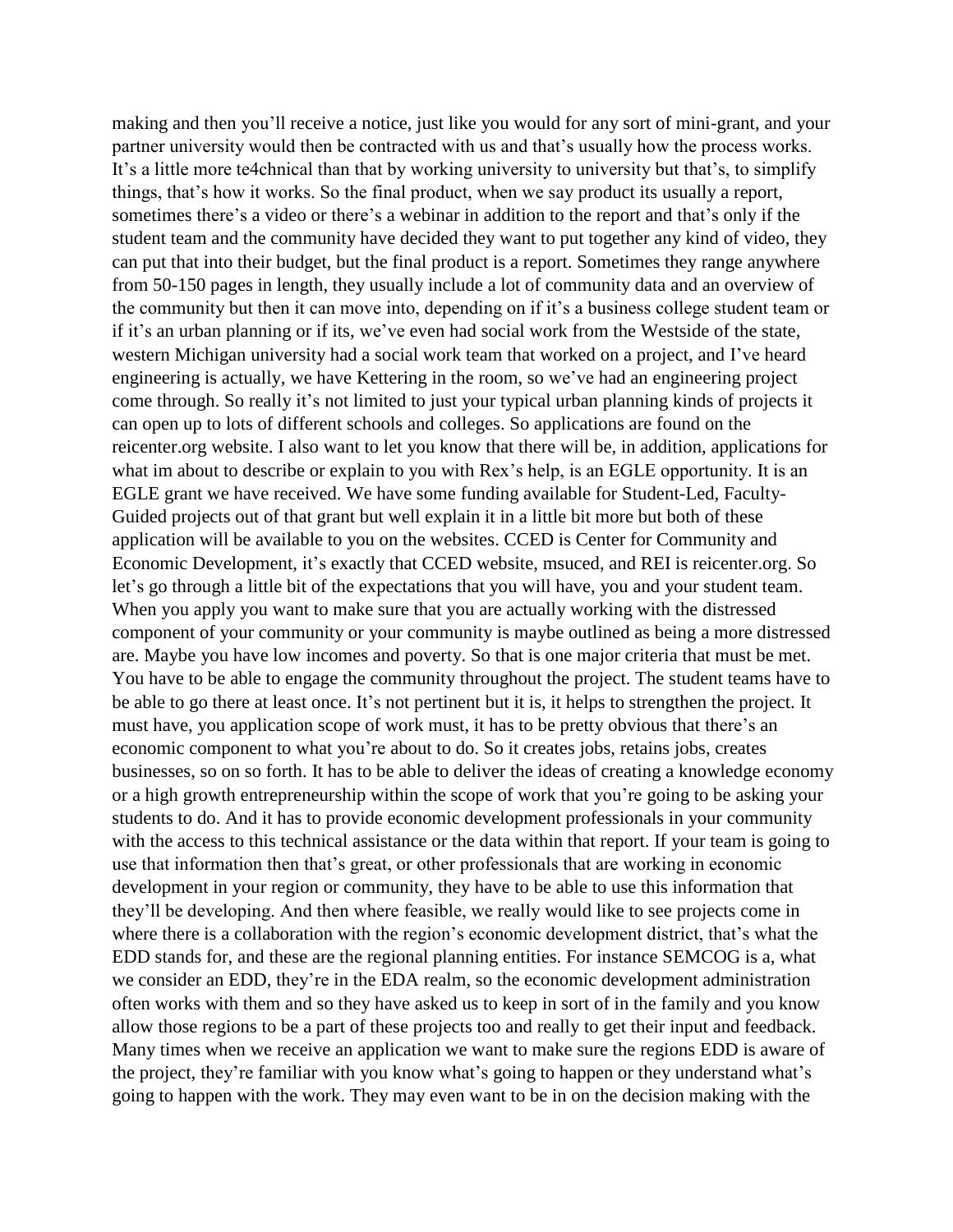making and then you'll receive a notice, just like you would for any sort of mini-grant, and your partner university would then be contracted with us and that's usually how the process works. It's a little more te4chnical than that by working university to university but that's, to simplify things, that's how it works. So the final product, when we say product its usually a report, sometimes there's a video or there's a webinar in addition to the report and that's only if the student team and the community have decided they want to put together any kind of video, they can put that into their budget, but the final product is a report. Sometimes they range anywhere from 50-150 pages in length, they usually include a lot of community data and an overview of the community but then it can move into, depending on if it's a business college student team or if it's an urban planning or if its, we've even had social work from the Westside of the state, western Michigan university had a social work team that worked on a project, and I've heard engineering is actually, we have Kettering in the room, so we've had an engineering project come through. So really it's not limited to just your typical urban planning kinds of projects it can open up to lots of different schools and colleges. So applications are found on the reicenter.org website. I also want to let you know that there will be, in addition, applications for what im about to describe or explain to you with Rex's help, is an EGLE opportunity. It is an EGLE grant we have received. We have some funding available for Student-Led, Faculty-Guided projects out of that grant but well explain it in a little bit more but both of these application will be available to you on the websites. CCED is Center for Community and Economic Development, it's exactly that CCED website, msuced, and REI is reicenter.org. So let's go through a little bit of the expectations that you will have, you and your student team. When you apply you want to make sure that you are actually working with the distressed component of your community or your community is maybe outlined as being a more distressed are. Maybe you have low incomes and poverty. So that is one major criteria that must be met. You have to be able to engage the community throughout the project. The student teams have to be able to go there at least once. It's not pertinent but it is, it helps to strengthen the project. It must have, you application scope of work must, it has to be pretty obvious that there's an economic component to what you're about to do. So it creates jobs, retains jobs, creates businesses, so on so forth. It has to be able to deliver the ideas of creating a knowledge economy or a high growth entrepreneurship within the scope of work that you're going to be asking your students to do. And it has to provide economic development professionals in your community with the access to this technical assistance or the data within that report. If your team is going to use that information then that's great, or other professionals that are working in economic development in your region or community, they have to be able to use this information that they'll be developing. And then where feasible, we really would like to see projects come in where there is a collaboration with the region's economic development district, that's what the EDD stands for, and these are the regional planning entities. For instance SEMCOG is a, what we consider an EDD, they're in the EDA realm, so the economic development administration often works with them and so they have asked us to keep in sort of in the family and you know allow those regions to be a part of these projects too and really to get their input and feedback. Many times when we receive an application we want to make sure the regions EDD is aware of the project, they're familiar with you know what's going to happen or they understand what's going to happen with the work. They may even want to be in on the decision making with the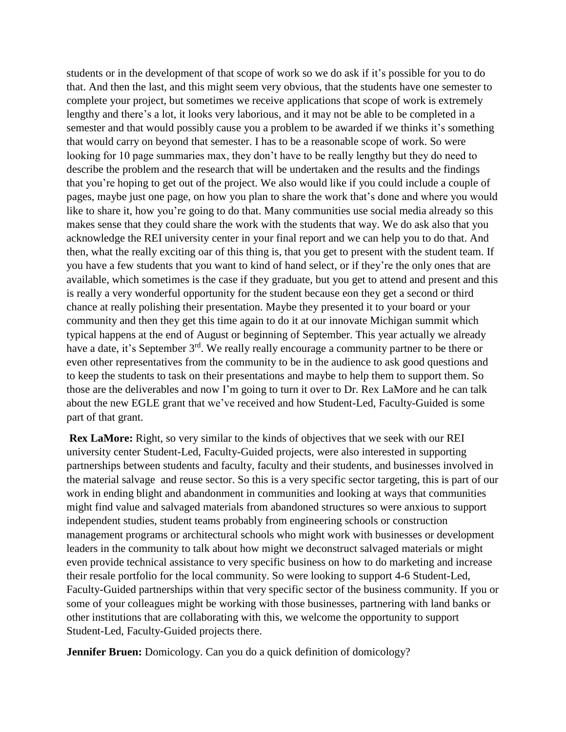students or in the development of that scope of work so we do ask if it's possible for you to do that. And then the last, and this might seem very obvious, that the students have one semester to complete your project, but sometimes we receive applications that scope of work is extremely lengthy and there's a lot, it looks very laborious, and it may not be able to be completed in a semester and that would possibly cause you a problem to be awarded if we thinks it's something that would carry on beyond that semester. I has to be a reasonable scope of work. So were looking for 10 page summaries max, they don't have to be really lengthy but they do need to describe the problem and the research that will be undertaken and the results and the findings that you're hoping to get out of the project. We also would like if you could include a couple of pages, maybe just one page, on how you plan to share the work that's done and where you would like to share it, how you're going to do that. Many communities use social media already so this makes sense that they could share the work with the students that way. We do ask also that you acknowledge the REI university center in your final report and we can help you to do that. And then, what the really exciting oar of this thing is, that you get to present with the student team. If you have a few students that you want to kind of hand select, or if they're the only ones that are available, which sometimes is the case if they graduate, but you get to attend and present and this is really a very wonderful opportunity for the student because eon they get a second or third chance at really polishing their presentation. Maybe they presented it to your board or your community and then they get this time again to do it at our innovate Michigan summit which typical happens at the end of August or beginning of September. This year actually we already have a date, it's September 3rd. We really really encourage a community partner to be there or even other representatives from the community to be in the audience to ask good questions and to keep the students to task on their presentations and maybe to help them to support them. So those are the deliverables and now I'm going to turn it over to Dr. Rex LaMore and he can talk about the new EGLE grant that we've received and how Student-Led, Faculty-Guided is some part of that grant.

**Rex LaMore:** Right, so very similar to the kinds of objectives that we seek with our REI university center Student-Led, Faculty-Guided projects, were also interested in supporting partnerships between students and faculty, faculty and their students, and businesses involved in the material salvage and reuse sector. So this is a very specific sector targeting, this is part of our work in ending blight and abandonment in communities and looking at ways that communities might find value and salvaged materials from abandoned structures so were anxious to support independent studies, student teams probably from engineering schools or construction management programs or architectural schools who might work with businesses or development leaders in the community to talk about how might we deconstruct salvaged materials or might even provide technical assistance to very specific business on how to do marketing and increase their resale portfolio for the local community. So were looking to support 4-6 Student-Led, Faculty-Guided partnerships within that very specific sector of the business community. If you or some of your colleagues might be working with those businesses, partnering with land banks or other institutions that are collaborating with this, we welcome the opportunity to support Student-Led, Faculty-Guided projects there.

**Jennifer Bruen:** Domicology. Can you do a quick definition of domicology?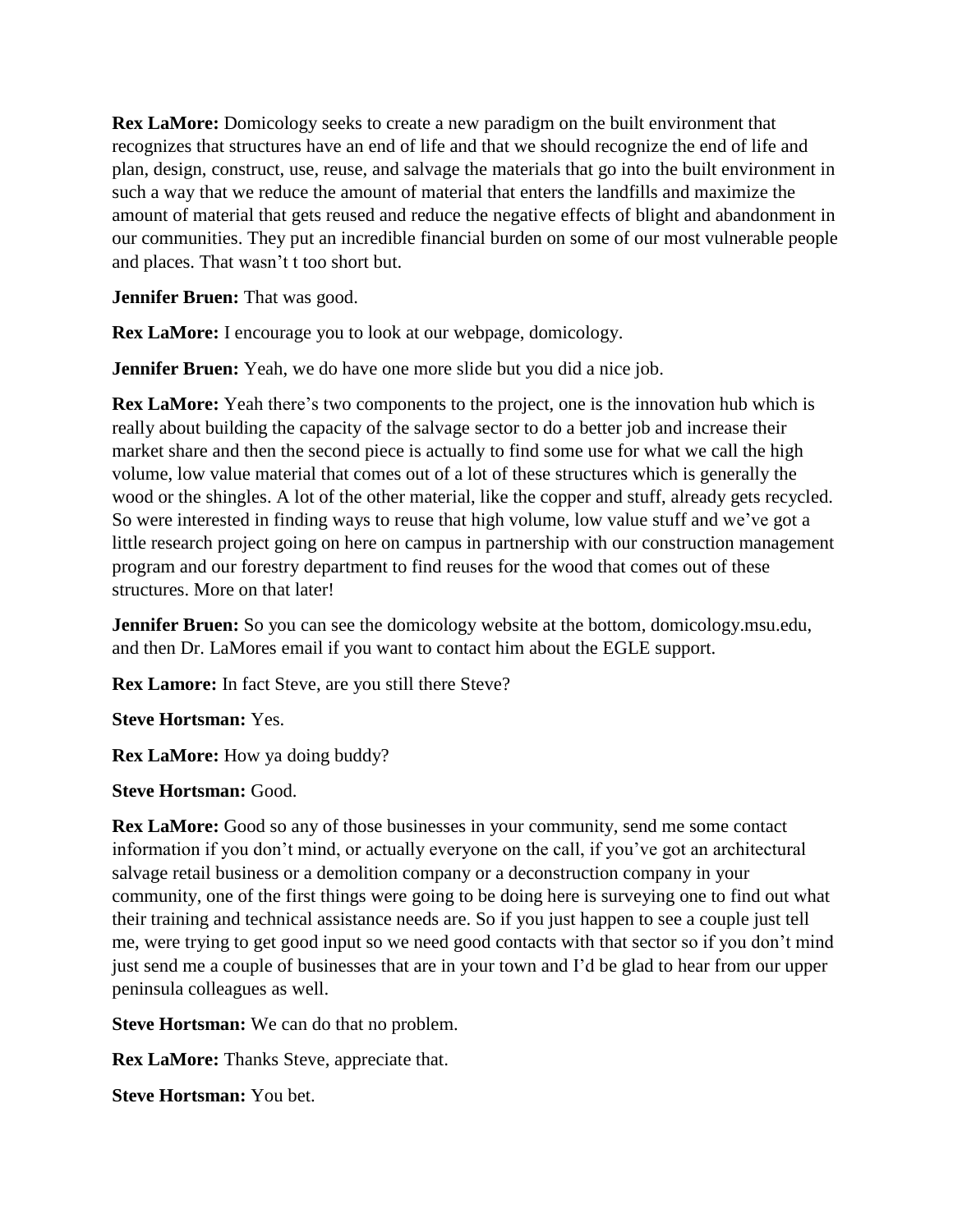**Rex LaMore:** Domicology seeks to create a new paradigm on the built environment that recognizes that structures have an end of life and that we should recognize the end of life and plan, design, construct, use, reuse, and salvage the materials that go into the built environment in such a way that we reduce the amount of material that enters the landfills and maximize the amount of material that gets reused and reduce the negative effects of blight and abandonment in our communities. They put an incredible financial burden on some of our most vulnerable people and places. That wasn't t too short but.

**Jennifer Bruen:** That was good.

**Rex LaMore:** I encourage you to look at our webpage, domicology.

**Jennifer Bruen:** Yeah, we do have one more slide but you did a nice job.

**Rex LaMore:** Yeah there's two components to the project, one is the innovation hub which is really about building the capacity of the salvage sector to do a better job and increase their market share and then the second piece is actually to find some use for what we call the high volume, low value material that comes out of a lot of these structures which is generally the wood or the shingles. A lot of the other material, like the copper and stuff, already gets recycled. So were interested in finding ways to reuse that high volume, low value stuff and we've got a little research project going on here on campus in partnership with our construction management program and our forestry department to find reuses for the wood that comes out of these structures. More on that later!

**Jennifer Bruen:** So you can see the domicology website at the bottom, domicology.msu.edu, and then Dr. LaMores email if you want to contact him about the EGLE support.

**Rex Lamore:** In fact Steve, are you still there Steve?

**Steve Hortsman:** Yes.

**Rex LaMore:** How ya doing buddy?

**Steve Hortsman:** Good.

**Rex LaMore:** Good so any of those businesses in your community, send me some contact information if you don't mind, or actually everyone on the call, if you've got an architectural salvage retail business or a demolition company or a deconstruction company in your community, one of the first things were going to be doing here is surveying one to find out what their training and technical assistance needs are. So if you just happen to see a couple just tell me, were trying to get good input so we need good contacts with that sector so if you don't mind just send me a couple of businesses that are in your town and I'd be glad to hear from our upper peninsula colleagues as well.

**Steve Hortsman:** We can do that no problem.

**Rex LaMore:** Thanks Steve, appreciate that.

**Steve Hortsman:** You bet.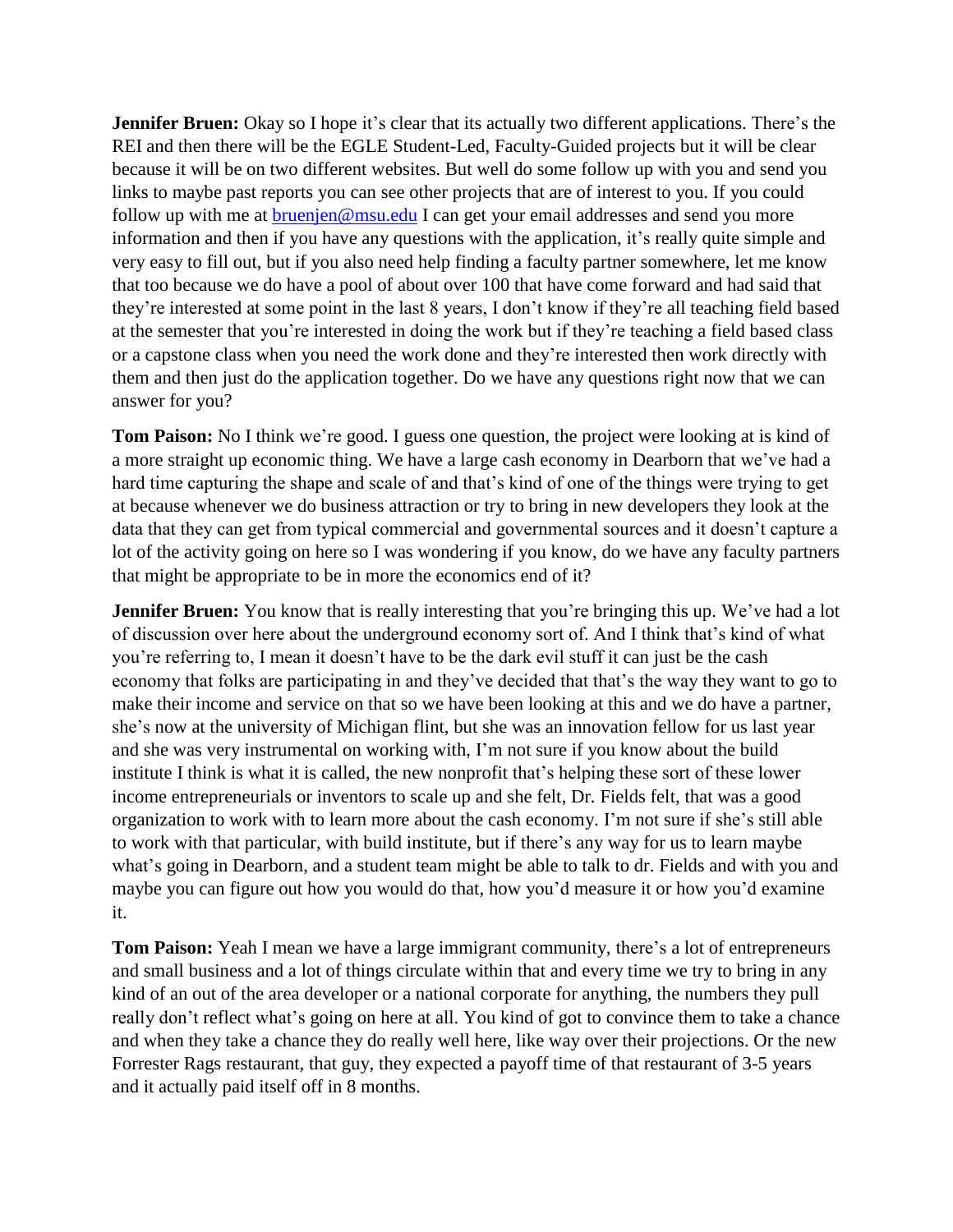**Jennifer Bruen:** Okay so I hope it's clear that its actually two different applications. There's the REI and then there will be the EGLE Student-Led, Faculty-Guided projects but it will be clear because it will be on two different websites. But well do some follow up with you and send you links to maybe past reports you can see other projects that are of interest to you. If you could follow up with me at [bruenjen@msu.edu](mailto:bruenjen@msu.edu) I can get your email addresses and send you more information and then if you have any questions with the application, it's really quite simple and very easy to fill out, but if you also need help finding a faculty partner somewhere, let me know that too because we do have a pool of about over 100 that have come forward and had said that they're interested at some point in the last 8 years, I don't know if they're all teaching field based at the semester that you're interested in doing the work but if they're teaching a field based class or a capstone class when you need the work done and they're interested then work directly with them and then just do the application together. Do we have any questions right now that we can answer for you?

**Tom Paison:** No I think we're good. I guess one question, the project were looking at is kind of a more straight up economic thing. We have a large cash economy in Dearborn that we've had a hard time capturing the shape and scale of and that's kind of one of the things were trying to get at because whenever we do business attraction or try to bring in new developers they look at the data that they can get from typical commercial and governmental sources and it doesn't capture a lot of the activity going on here so I was wondering if you know, do we have any faculty partners that might be appropriate to be in more the economics end of it?

**Jennifer Bruen:** You know that is really interesting that you're bringing this up. We've had a lot of discussion over here about the underground economy sort of. And I think that's kind of what you're referring to, I mean it doesn't have to be the dark evil stuff it can just be the cash economy that folks are participating in and they've decided that that's the way they want to go to make their income and service on that so we have been looking at this and we do have a partner, she's now at the university of Michigan flint, but she was an innovation fellow for us last year and she was very instrumental on working with, I'm not sure if you know about the build institute I think is what it is called, the new nonprofit that's helping these sort of these lower income entrepreneurials or inventors to scale up and she felt, Dr. Fields felt, that was a good organization to work with to learn more about the cash economy. I'm not sure if she's still able to work with that particular, with build institute, but if there's any way for us to learn maybe what's going in Dearborn, and a student team might be able to talk to dr. Fields and with you and maybe you can figure out how you would do that, how you'd measure it or how you'd examine it.

**Tom Paison:** Yeah I mean we have a large immigrant community, there's a lot of entrepreneurs and small business and a lot of things circulate within that and every time we try to bring in any kind of an out of the area developer or a national corporate for anything, the numbers they pull really don't reflect what's going on here at all. You kind of got to convince them to take a chance and when they take a chance they do really well here, like way over their projections. Or the new Forrester Rags restaurant, that guy, they expected a payoff time of that restaurant of 3-5 years and it actually paid itself off in 8 months.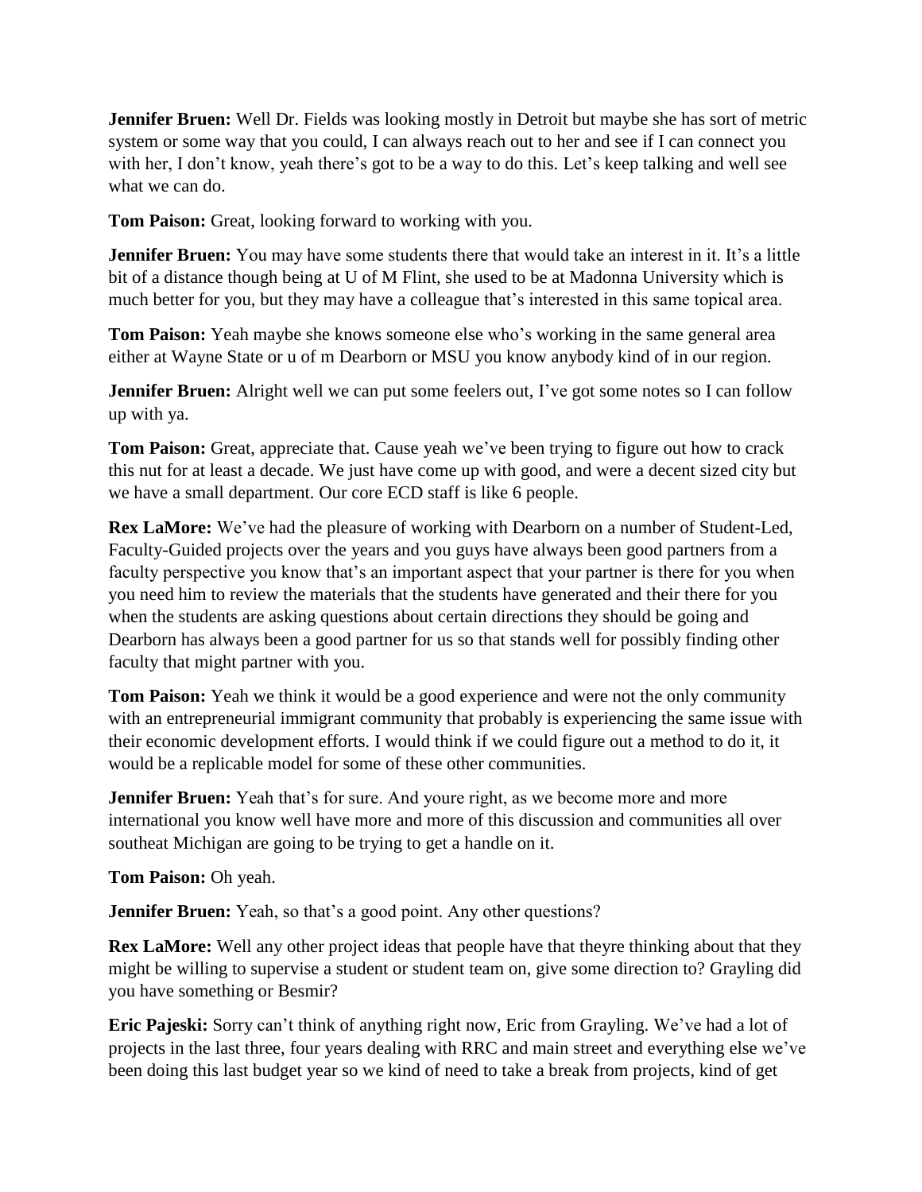**Jennifer Bruen:** Well Dr. Fields was looking mostly in Detroit but maybe she has sort of metric system or some way that you could, I can always reach out to her and see if I can connect you with her, I don't know, yeah there's got to be a way to do this. Let's keep talking and well see what we can do.

**Tom Paison:** Great, looking forward to working with you.

**Jennifer Bruen:** You may have some students there that would take an interest in it. It's a little bit of a distance though being at U of M Flint, she used to be at Madonna University which is much better for you, but they may have a colleague that's interested in this same topical area.

**Tom Paison:** Yeah maybe she knows someone else who's working in the same general area either at Wayne State or u of m Dearborn or MSU you know anybody kind of in our region.

**Jennifer Bruen:** Alright well we can put some feelers out, I've got some notes so I can follow up with ya.

**Tom Paison:** Great, appreciate that. Cause yeah we've been trying to figure out how to crack this nut for at least a decade. We just have come up with good, and were a decent sized city but we have a small department. Our core ECD staff is like 6 people.

**Rex LaMore:** We've had the pleasure of working with Dearborn on a number of Student-Led, Faculty-Guided projects over the years and you guys have always been good partners from a faculty perspective you know that's an important aspect that your partner is there for you when you need him to review the materials that the students have generated and their there for you when the students are asking questions about certain directions they should be going and Dearborn has always been a good partner for us so that stands well for possibly finding other faculty that might partner with you.

**Tom Paison:** Yeah we think it would be a good experience and were not the only community with an entrepreneurial immigrant community that probably is experiencing the same issue with their economic development efforts. I would think if we could figure out a method to do it, it would be a replicable model for some of these other communities.

**Jennifer Bruen:** Yeah that's for sure. And youre right, as we become more and more international you know well have more and more of this discussion and communities all over southeat Michigan are going to be trying to get a handle on it.

**Tom Paison:** Oh yeah.

**Jennifer Bruen:** Yeah, so that's a good point. Any other questions?

**Rex LaMore:** Well any other project ideas that people have that theyre thinking about that they might be willing to supervise a student or student team on, give some direction to? Grayling did you have something or Besmir?

**Eric Pajeski:** Sorry can't think of anything right now, Eric from Grayling. We've had a lot of projects in the last three, four years dealing with RRC and main street and everything else we've been doing this last budget year so we kind of need to take a break from projects, kind of get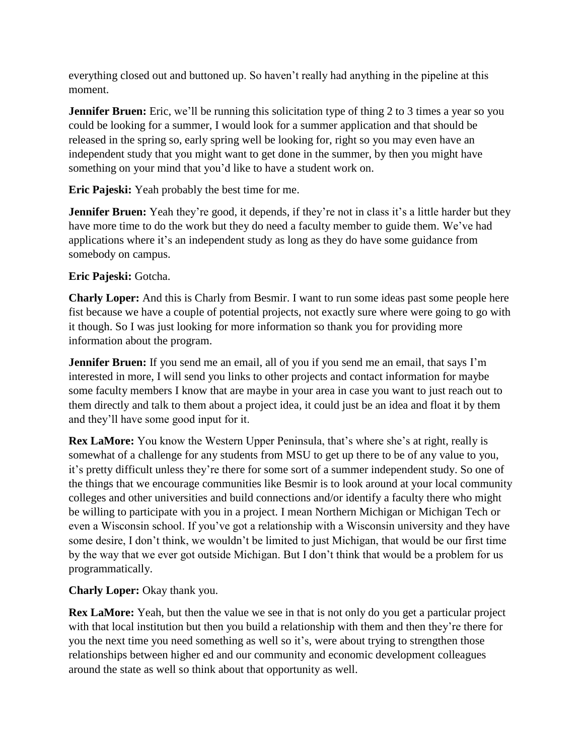everything closed out and buttoned up. So haven't really had anything in the pipeline at this moment.

**Jennifer Bruen:** Eric, we'll be running this solicitation type of thing 2 to 3 times a year so you could be looking for a summer, I would look for a summer application and that should be released in the spring so, early spring well be looking for, right so you may even have an independent study that you might want to get done in the summer, by then you might have something on your mind that you'd like to have a student work on.

**Eric Pajeski:** Yeah probably the best time for me.

**Jennifer Bruen:** Yeah they're good, it depends, if they're not in class it's a little harder but they have more time to do the work but they do need a faculty member to guide them. We've had applications where it's an independent study as long as they do have some guidance from somebody on campus.

**Eric Pajeski:** Gotcha.

**Charly Loper:** And this is Charly from Besmir. I want to run some ideas past some people here fist because we have a couple of potential projects, not exactly sure where were going to go with it though. So I was just looking for more information so thank you for providing more information about the program.

**Jennifer Bruen:** If you send me an email, all of you if you send me an email, that says I'm interested in more, I will send you links to other projects and contact information for maybe some faculty members I know that are maybe in your area in case you want to just reach out to them directly and talk to them about a project idea, it could just be an idea and float it by them and they'll have some good input for it.

**Rex LaMore:** You know the Western Upper Peninsula, that's where she's at right, really is somewhat of a challenge for any students from MSU to get up there to be of any value to you, it's pretty difficult unless they're there for some sort of a summer independent study. So one of the things that we encourage communities like Besmir is to look around at your local community colleges and other universities and build connections and/or identify a faculty there who might be willing to participate with you in a project. I mean Northern Michigan or Michigan Tech or even a Wisconsin school. If you've got a relationship with a Wisconsin university and they have some desire, I don't think, we wouldn't be limited to just Michigan, that would be our first time by the way that we ever got outside Michigan. But I don't think that would be a problem for us programmatically.

**Charly Loper:** Okay thank you.

**Rex LaMore:** Yeah, but then the value we see in that is not only do you get a particular project with that local institution but then you build a relationship with them and then they're there for you the next time you need something as well so it's, were about trying to strengthen those relationships between higher ed and our community and economic development colleagues around the state as well so think about that opportunity as well.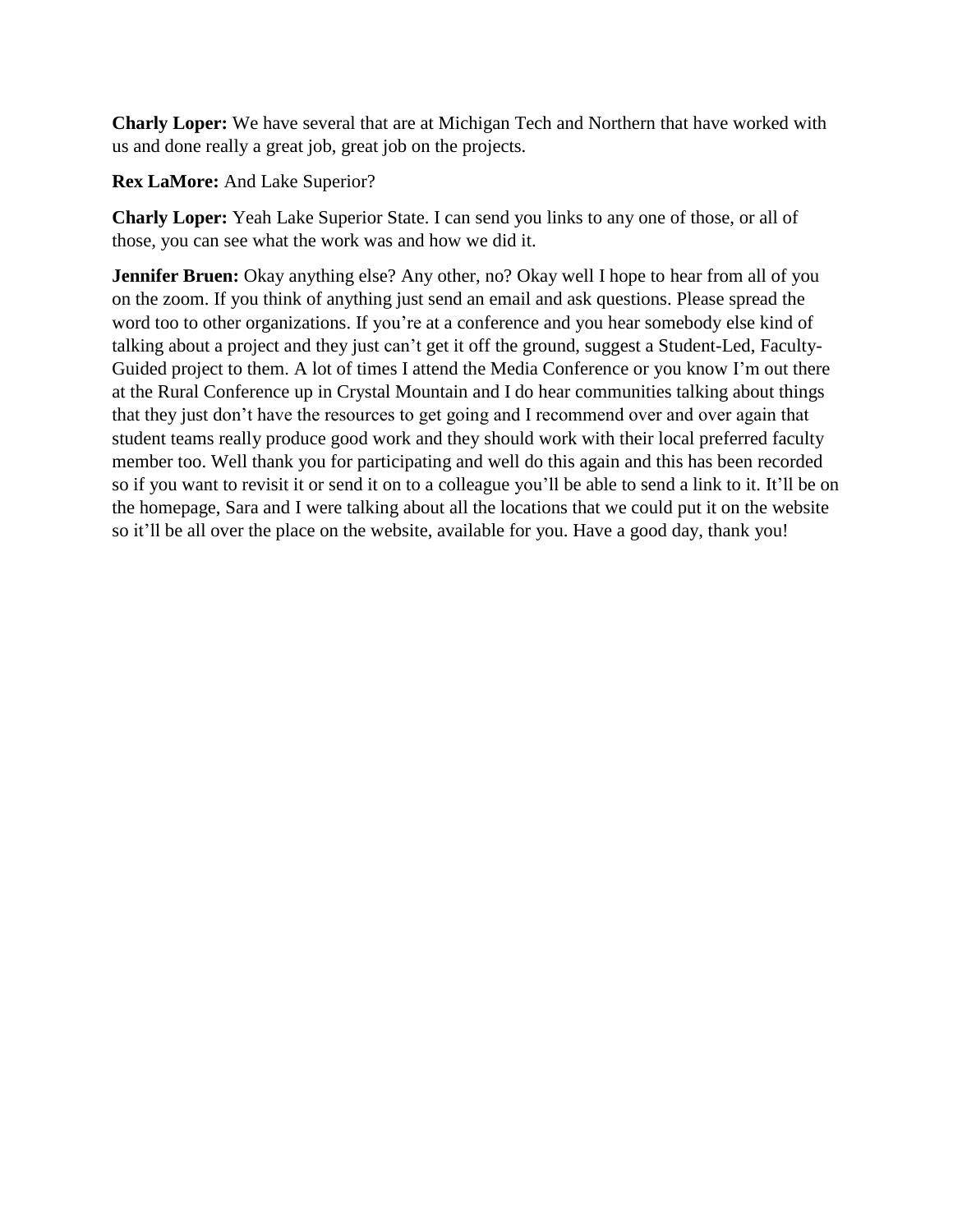**Charly Loper:** We have several that are at Michigan Tech and Northern that have worked with us and done really a great job, great job on the projects.

**Rex LaMore:** And Lake Superior?

**Charly Loper:** Yeah Lake Superior State. I can send you links to any one of those, or all of those, you can see what the work was and how we did it.

**Jennifer Bruen:** Okay anything else? Any other, no? Okay well I hope to hear from all of you on the zoom. If you think of anything just send an email and ask questions. Please spread the word too to other organizations. If you're at a conference and you hear somebody else kind of talking about a project and they just can't get it off the ground, suggest a Student-Led, Faculty-Guided project to them. A lot of times I attend the Media Conference or you know I'm out there at the Rural Conference up in Crystal Mountain and I do hear communities talking about things that they just don't have the resources to get going and I recommend over and over again that student teams really produce good work and they should work with their local preferred faculty member too. Well thank you for participating and well do this again and this has been recorded so if you want to revisit it or send it on to a colleague you'll be able to send a link to it. It'll be on the homepage, Sara and I were talking about all the locations that we could put it on the website so it'll be all over the place on the website, available for you. Have a good day, thank you!